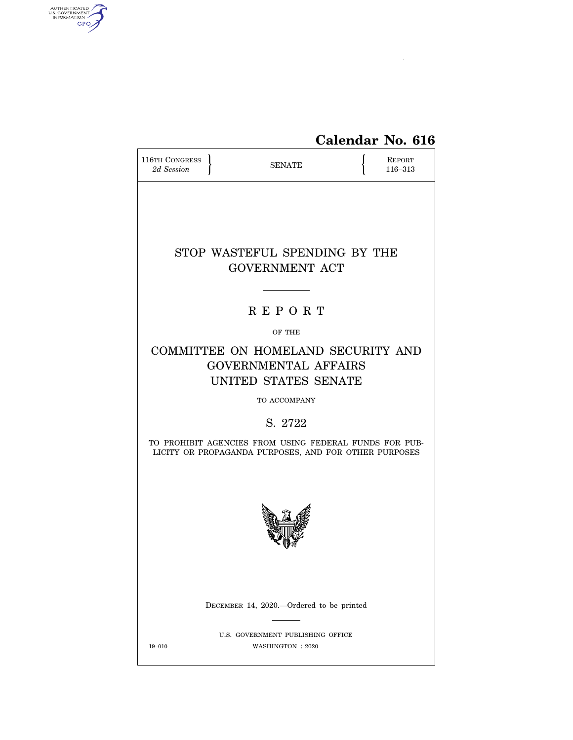**Calendar No. 616**

116TH CONGRESS
*2d Session*

SENATE

REPORT
116–313

# STOP WASTEFUL SPENDING BY THE GOVERNMENT ACT

## R E P O R T

OF THE

## COMMITTEE ON HOMELAND SECURITY AND GOVERNMENTAL AFFAIRS UNITED STATES SENATE

TO ACCOMPANY

## S. 2722

TO PROHIBIT AGENCIES FROM USING FEDERAL FUNDS FOR PUBLICITY OR PROPAGANDA PURPOSES, AND FOR OTHER PURPOSES

DECEMBER 14, 2020.—Ordered to be printed

U.S. GOVERNMENT PUBLISHING OFFICE
19–010 WASHINGTON : 2020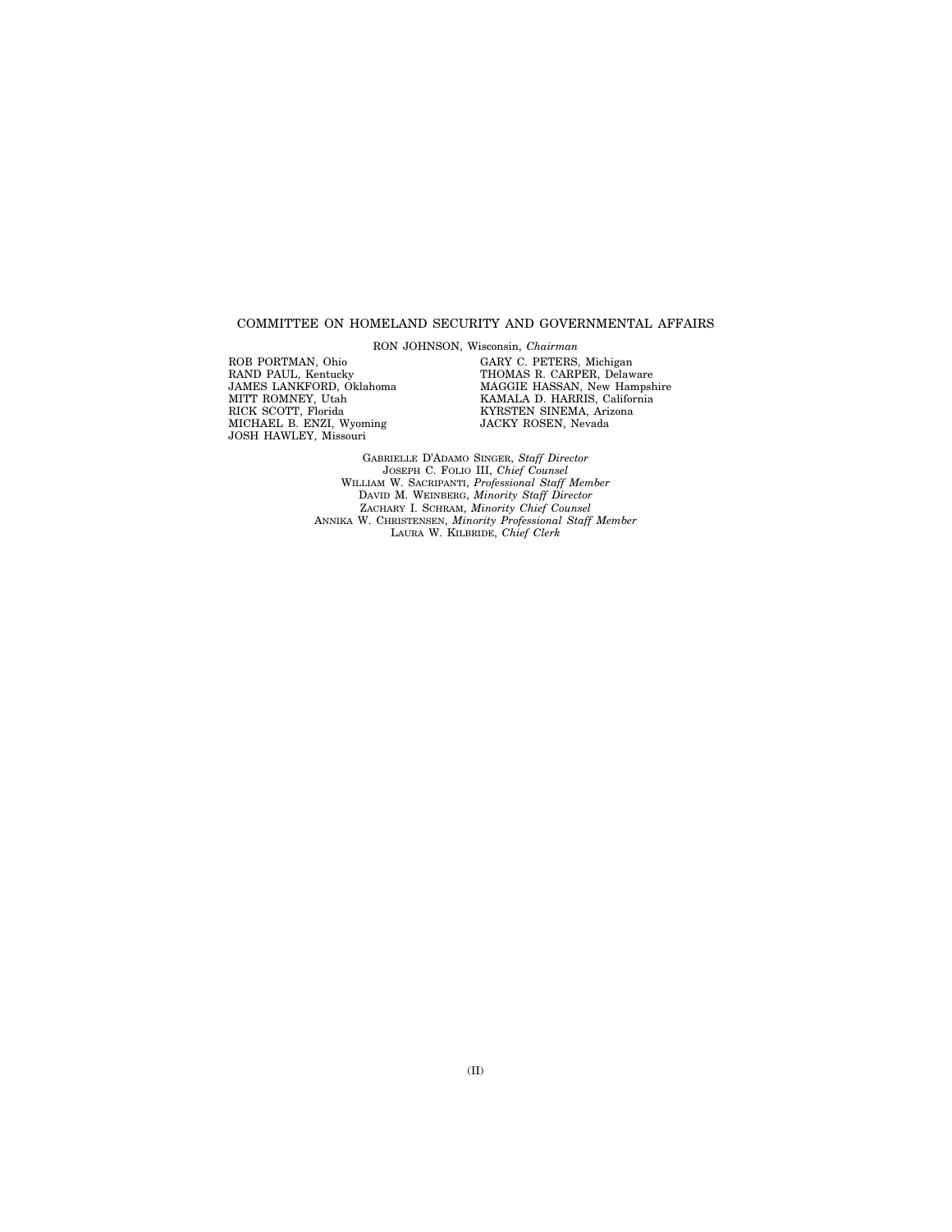COMMITTEE ON HOMELAND SECURITY AND GOVERNMENTAL AFFAIRS

RON JOHNSON, Wisconsin, *Chairman*

ROB PORTMAN, Ohio
RAND PAUL, Kentucky
JAMES LANKFORD, Oklahoma
MITT ROMNEY, Utah
RICK SCOTT, Florida
MICHAEL B. ENZI, Wyoming
JOSH HAWLEY, Missouri

GARY C. PETERS, Michigan
THOMAS R. CARPER, Delaware
MAGGIE HASSAN, New Hampshire
KAMALA D. HARRIS, California
KYRSTEN SINEMA, Arizona
JACKY ROSEN, Nevada

GABRIELLE D'ADAMO SINGER, *Staff Director*
JOSEPH C. FOLIO III, *Chief Counsel*
WILLIAM W. SACRIPANTI, *Professional Staff Member*
DAVID M. WEINBERG, *Minority Staff Director*
ZACHARY I. SCHRAM, *Minority Chief Counsel*
ANNIKA W. CHRISTENSEN, *Minority Professional Staff Member*
LAURA W. KILBRIDE, *Chief Clerk*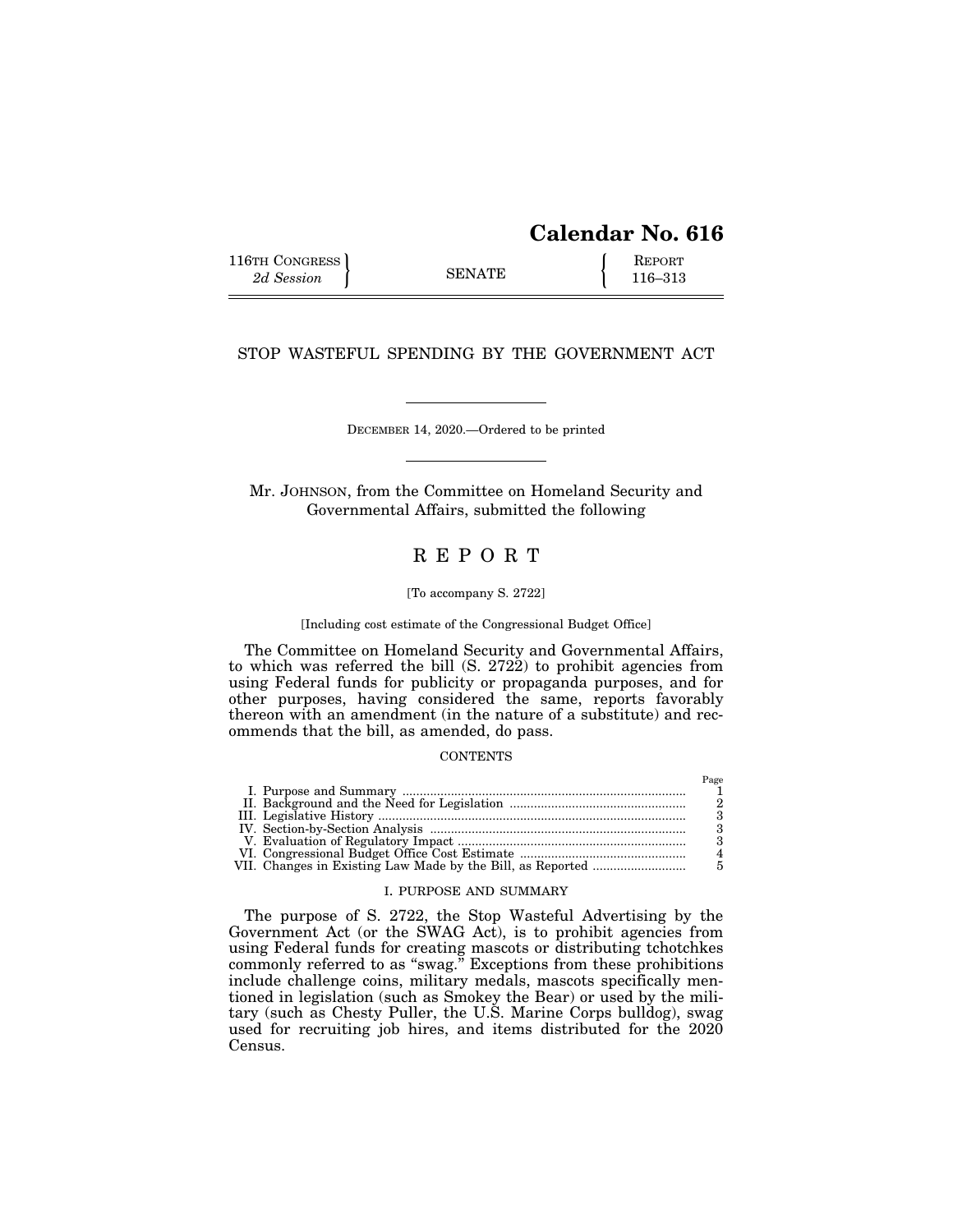# Calendar No. 616

116TH CONGRESS
*2d Session*

SENATE

REPORT
116–313

## STOP WASTEFUL SPENDING BY THE GOVERNMENT ACT

DECEMBER 14, 2020.—Ordered to be printed

Mr. JOHNSON, from the Committee on Homeland Security and Governmental Affairs, submitted the following

# R E P O R T

[To accompany S. 2722]

[Including cost estimate of the Congressional Budget Office]

The Committee on Homeland Security and Governmental Affairs, to which was referred the bill (S. 2722) to prohibit agencies from using Federal funds for publicity or propaganda purposes, and for other purposes, having considered the same, reports favorably thereon with an amendment (in the nature of a substitute) and recommends that the bill, as amended, do pass.

CONTENTS

| | Page |
|---|---|
| I. Purpose and Summary | 1 |
| II. Background and the Need for Legislation | 2 |
| III. Legislative History | 3 |
| IV. Section-by-Section Analysis | 3 |
| V. Evaluation of Regulatory Impact | 3 |
| VI. Congressional Budget Office Cost Estimate | 4 |
| VII. Changes in Existing Law Made by the Bill, as Reported | 5 |

## I. PURPOSE AND SUMMARY

The purpose of S. 2722, the Stop Wasteful Advertising by the Government Act (or the SWAG Act), is to prohibit agencies from using Federal funds for creating mascots or distributing tchotchkes commonly referred to as "swag." Exceptions from these prohibitions include challenge coins, military medals, mascots specifically mentioned in legislation (such as Smokey the Bear) or used by the military (such as Chesty Puller, the U.S. Marine Corps bulldog), swag used for recruiting job hires, and items distributed for the 2020 Census.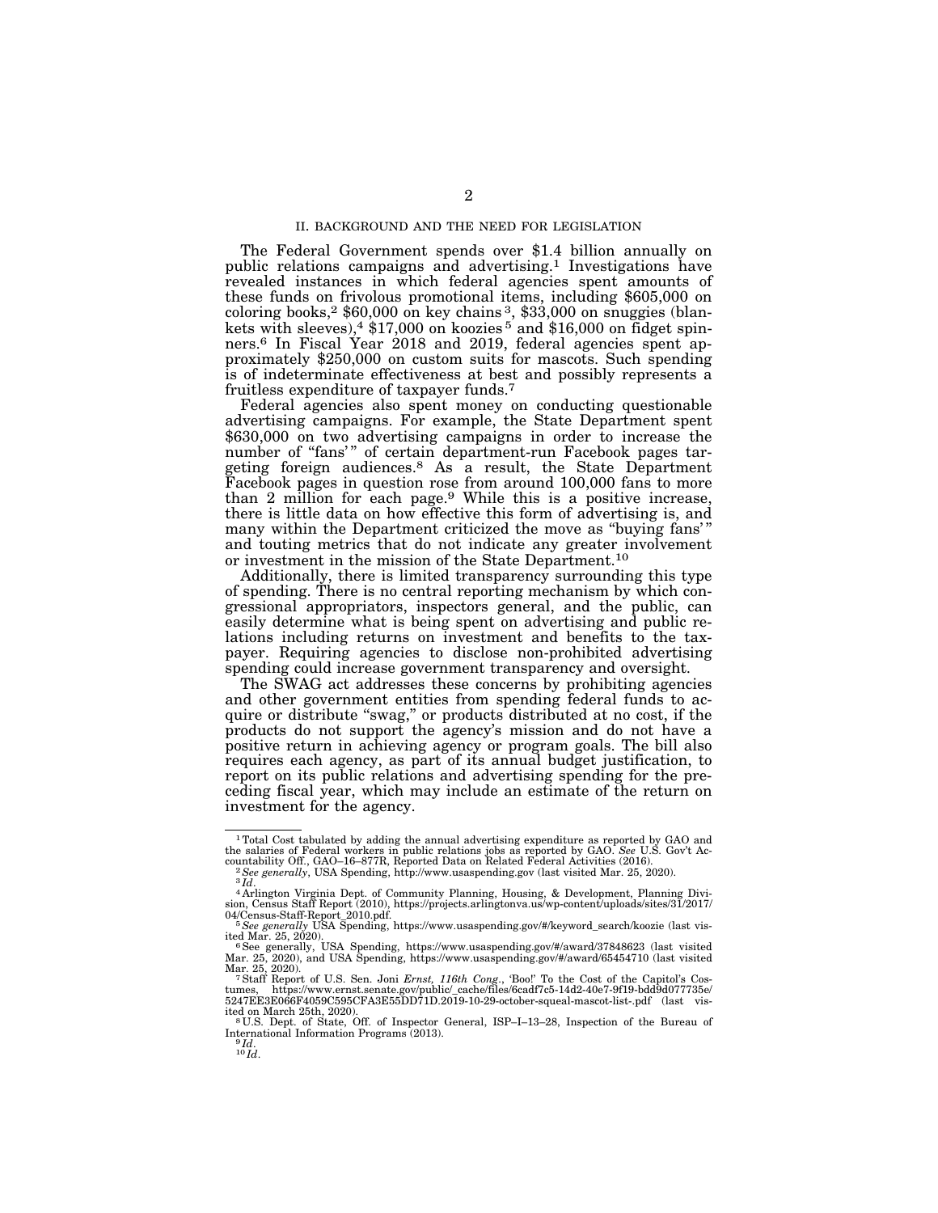## II. BACKGROUND AND THE NEED FOR LEGISLATION

The Federal Government spends over $1.4 billion annually on public relations campaigns and advertising.[1] Investigations have revealed instances in which federal agencies spent amounts of these funds on frivolous promotional items, including $605,000 on coloring books,[2] $60,000 on key chains[3], $33,000 on snuggies (blankets with sleeves),[4] $17,000 on koozies[5] and $16,000 on fidget spinners.[6] In Fiscal Year 2018 and 2019, federal agencies spent approximately $250,000 on custom suits for mascots. Such spending is of indeterminate effectiveness at best and possibly represents a fruitless expenditure of taxpayer funds.[7]

Federal agencies also spent money on conducting questionable advertising campaigns. For example, the State Department spent $630,000 on two advertising campaigns in order to increase the number of "fans' " of certain department-run Facebook pages targeting foreign audiences.[8] As a result, the State Department Facebook pages in question rose from around 100,000 fans to more than 2 million for each page.[9] While this is a positive increase, there is little data on how effective this form of advertising is, and many within the Department criticized the move as "buying fans' " and touting metrics that do not indicate any greater involvement or investment in the mission of the State Department.[10]

Additionally, there is limited transparency surrounding this type of spending. There is no central reporting mechanism by which congressional appropriators, inspectors general, and the public, can easily determine what is being spent on advertising and public relations including returns on investment and benefits to the taxpayer. Requiring agencies to disclose non-prohibited advertising spending could increase government transparency and oversight.

The SWAG act addresses these concerns by prohibiting agencies and other government entities from spending federal funds to acquire or distribute "swag," or products distributed at no cost, if the products do not support the agency's mission and do not have a positive return in achieving agency or program goals. The bill also requires each agency, as part of its annual budget justification, to report on its public relations and advertising spending for the preceding fiscal year, which may include an estimate of the return on investment for the agency.

---

[1] Total Cost tabulated by adding the annual advertising expenditure as reported by GAO and the salaries of Federal workers in public relations jobs as reported by GAO. *See* U.S. Gov't Accountability Off., GAO–16–877R, Reported Data on Related Federal Activities (2016).

[2] *See generally*, USA Spending, http://www.usaspending.gov (last visited Mar. 25, 2020).

[3] *Id*.

[4] Arlington Virginia Dept. of Community Planning, Housing, & Development, Planning Division, Census Staff Report (2010), https://projects.arlingtonva.us/wp-content/uploads/sites/31/2017/04/Census-Staff-Report_2010.pdf.

[5] *See generally* USA Spending, https://www.usaspending.gov/#/keyword_search/koozie (last visited Mar. 25, 2020).

[6] See generally, USA Spending, https://www.usaspending.gov/#/award/37848623 (last visited Mar. 25, 2020), and USA Spending, https://www.usaspending.gov/#/award/65454710 (last visited Mar. 25, 2020).

[7] Staff Report of U.S. Sen. Joni *Ernst, 116th Cong*., 'Boo!' To the Cost of the Capitol's Costumes, https://www.ernst.senate.gov/public/_cache/files/6cadf7c5-14d2-40e7-9f19-bdd9d077735e/5247EE3E066F4059C595CFA3E55DD71D.2019-10-29-october-squeal-mascot-list-.pdf (last visited on March 25th, 2020).

[8] U.S. Dept. of State, Off. of Inspector General, ISP–I–13–28, Inspection of the Bureau of International Information Programs (2013).

[9] *Id*.

[10] *Id*.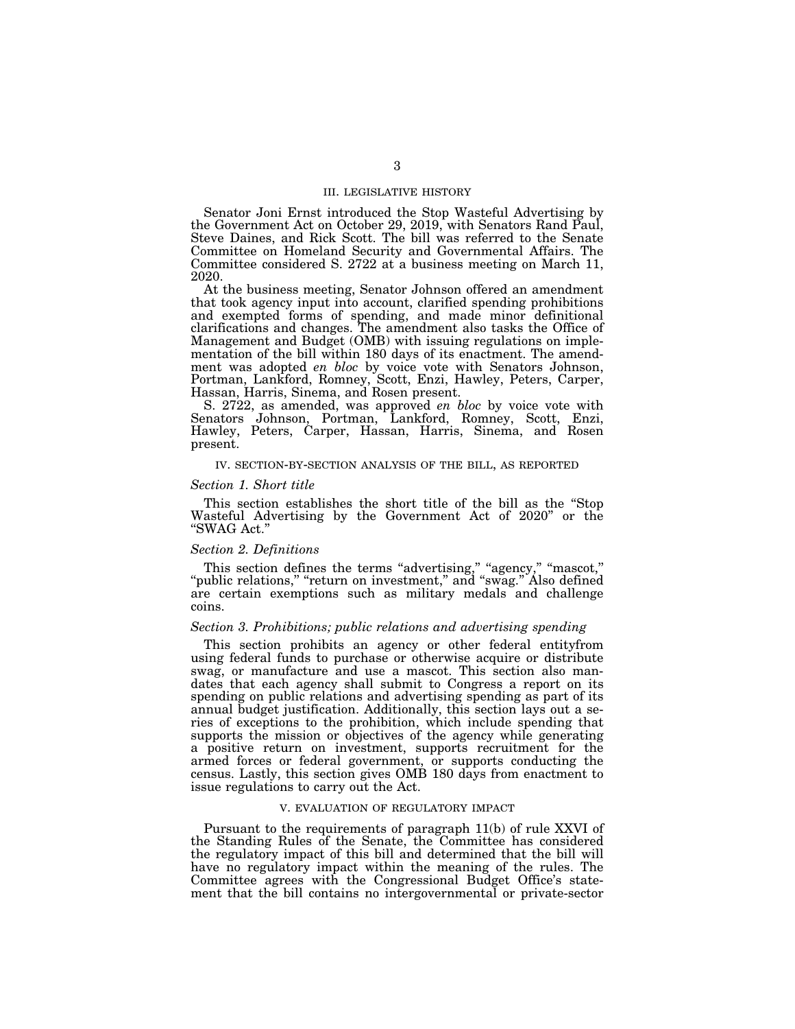## III. LEGISLATIVE HISTORY

Senator Joni Ernst introduced the Stop Wasteful Advertising by the Government Act on October 29, 2019, with Senators Rand Paul, Steve Daines, and Rick Scott. The bill was referred to the Senate Committee on Homeland Security and Governmental Affairs. The Committee considered S. 2722 at a business meeting on March 11, 2020.

At the business meeting, Senator Johnson offered an amendment that took agency input into account, clarified spending prohibitions and exempted forms of spending, and made minor definitional clarifications and changes. The amendment also tasks the Office of Management and Budget (OMB) with issuing regulations on implementation of the bill within 180 days of its enactment. The amendment was adopted *en bloc* by voice vote with Senators Johnson, Portman, Lankford, Romney, Scott, Enzi, Hawley, Peters, Carper, Hassan, Harris, Sinema, and Rosen present.

S. 2722, as amended, was approved *en bloc* by voice vote with Senators Johnson, Portman, Lankford, Romney, Scott, Enzi, Hawley, Peters, Carper, Hassan, Harris, Sinema, and Rosen present.

## IV. SECTION-BY-SECTION ANALYSIS OF THE BILL, AS REPORTED

### *Section 1. Short title*

This section establishes the short title of the bill as the "Stop Wasteful Advertising by the Government Act of 2020" or the "SWAG Act."

### *Section 2. Definitions*

This section defines the terms "advertising," "agency," "mascot," "public relations," "return on investment," and "swag." Also defined are certain exemptions such as military medals and challenge coins.

### *Section 3. Prohibitions; public relations and advertising spending*

This section prohibits an agency or other federal entityfrom using federal funds to purchase or otherwise acquire or distribute swag, or manufacture and use a mascot. This section also mandates that each agency shall submit to Congress a report on its spending on public relations and advertising spending as part of its annual budget justification. Additionally, this section lays out a series of exceptions to the prohibition, which include spending that supports the mission or objectives of the agency while generating a positive return on investment, supports recruitment for the armed forces or federal government, or supports conducting the census. Lastly, this section gives OMB 180 days from enactment to issue regulations to carry out the Act.

## V. EVALUATION OF REGULATORY IMPACT

Pursuant to the requirements of paragraph 11(b) of rule XXVI of the Standing Rules of the Senate, the Committee has considered the regulatory impact of this bill and determined that the bill will have no regulatory impact within the meaning of the rules. The Committee agrees with the Congressional Budget Office's statement that the bill contains no intergovernmental or private-sector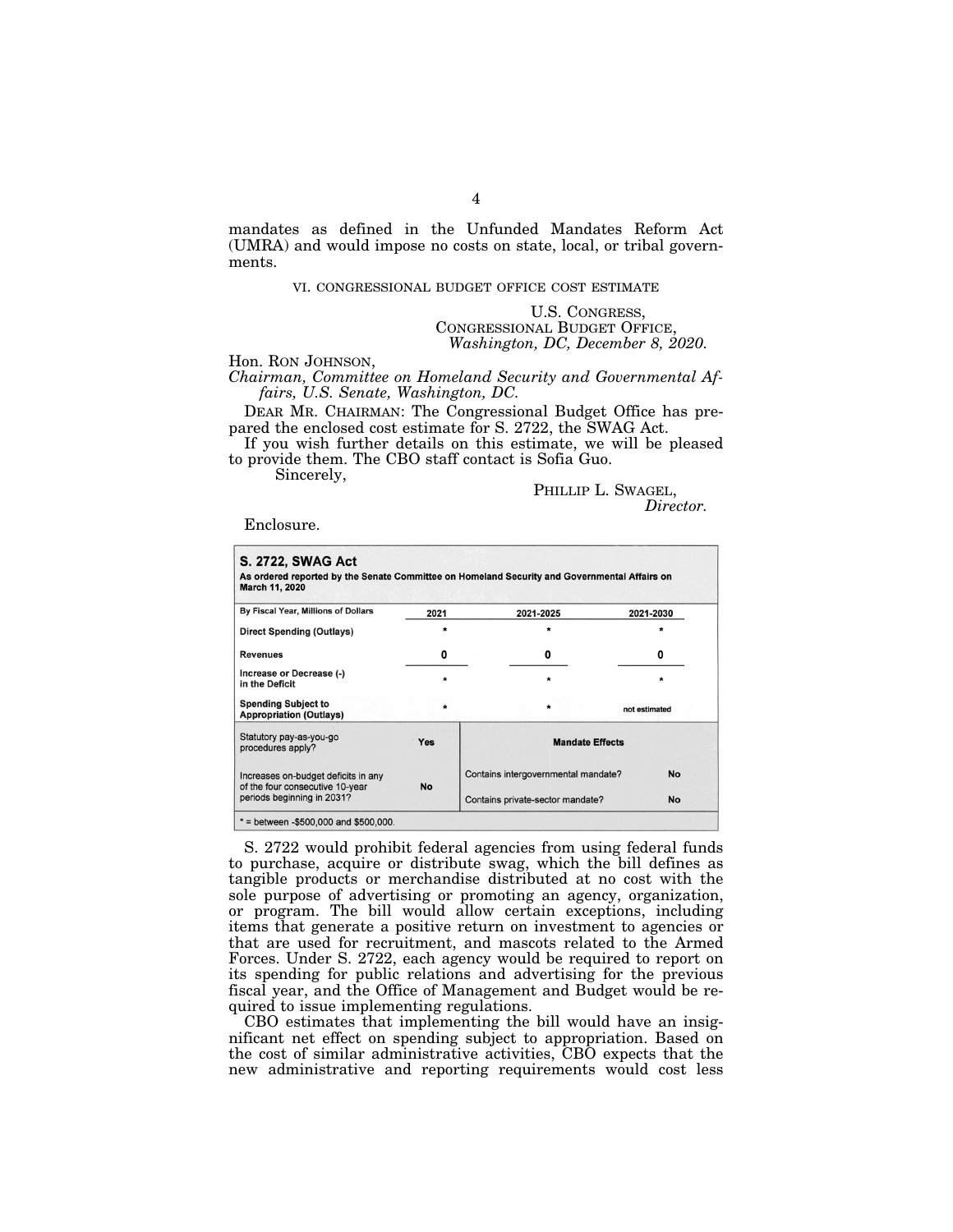mandates as defined in the Unfunded Mandates Reform Act (UMRA) and would impose no costs on state, local, or tribal governments.

## VI. CONGRESSIONAL BUDGET OFFICE COST ESTIMATE

U.S. CONGRESS,
CONGRESSIONAL BUDGET OFFICE,
*Washington, DC, December 8, 2020.*

Hon. RON JOHNSON,
*Chairman, Committee on Homeland Security and Governmental Affairs, U.S. Senate, Washington, DC.*

DEAR MR. CHAIRMAN: The Congressional Budget Office has prepared the enclosed cost estimate for S. 2722, the SWAG Act.

If you wish further details on this estimate, we will be pleased to provide them. The CBO staff contact is Sofia Guo.

Sincerely,

PHILLIP L. SWAGEL,
*Director.*

Enclosure.

**S. 2722, SWAG Act**
**As ordered reported by the Senate Committee on Homeland Security and Governmental Affairs on March 11, 2020**

| By Fiscal Year, Millions of Dollars | 2021 | 2021-2025 | 2021-2030 |
|---|---|---|---|
| Direct Spending (Outlays) | * | * | * |
| Revenues | 0 | 0 | 0 |
| Increase or Decrease (-) in the Deficit | * | * | * |
| Spending Subject to Appropriation (Outlays) | * | * | not estimated |

| Statutory pay-as-you-go procedures apply? | Yes | Mandate Effects | |
|---|---|---|---|
| Increases on-budget deficits in any of the four consecutive 10-year periods beginning in 2031? | No | Contains intergovernmental mandate? | No |
| | | Contains private-sector mandate? | No |

* = between -$500,000 and $500,000.

S. 2722 would prohibit federal agencies from using federal funds to purchase, acquire or distribute swag, which the bill defines as tangible products or merchandise distributed at no cost with the sole purpose of advertising or promoting an agency, organization, or program. The bill would allow certain exceptions, including items that generate a positive return on investment to agencies or that are used for recruitment, and mascots related to the Armed Forces. Under S. 2722, each agency would be required to report on its spending for public relations and advertising for the previous fiscal year, and the Office of Management and Budget would be required to issue implementing regulations.

CBO estimates that implementing the bill would have an insignificant net effect on spending subject to appropriation. Based on the cost of similar administrative activities, CBO expects that the new administrative and reporting requirements would cost less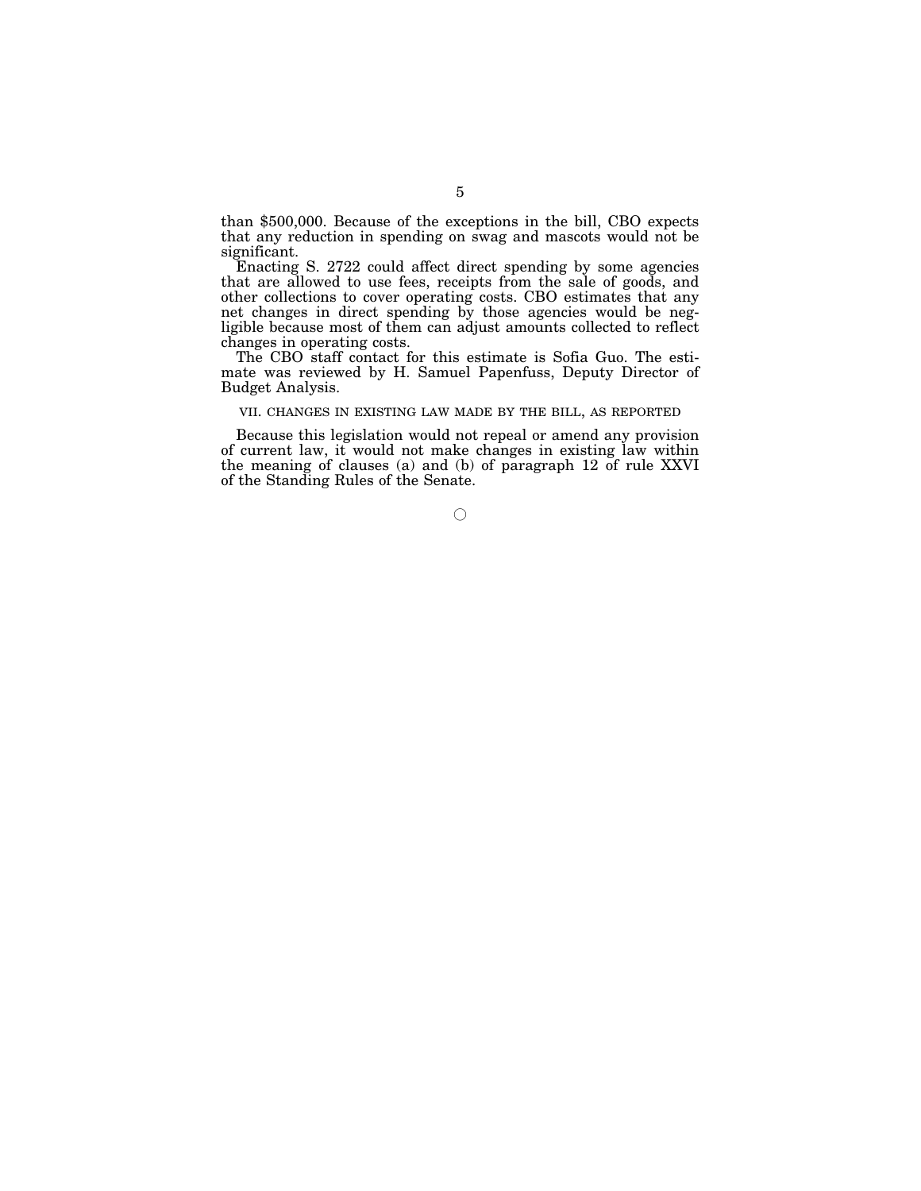than $500,000. Because of the exceptions in the bill, CBO expects that any reduction in spending on swag and mascots would not be significant.

Enacting S. 2722 could affect direct spending by some agencies that are allowed to use fees, receipts from the sale of goods, and other collections to cover operating costs. CBO estimates that any net changes in direct spending by those agencies would be negligible because most of them can adjust amounts collected to reflect changes in operating costs.

The CBO staff contact for this estimate is Sofia Guo. The estimate was reviewed by H. Samuel Papenfuss, Deputy Director of Budget Analysis.

## VII. CHANGES IN EXISTING LAW MADE BY THE BILL, AS REPORTED

Because this legislation would not repeal or amend any provision of current law, it would not make changes in existing law within the meaning of clauses (a) and (b) of paragraph 12 of rule XXVI of the Standing Rules of the Senate.

○